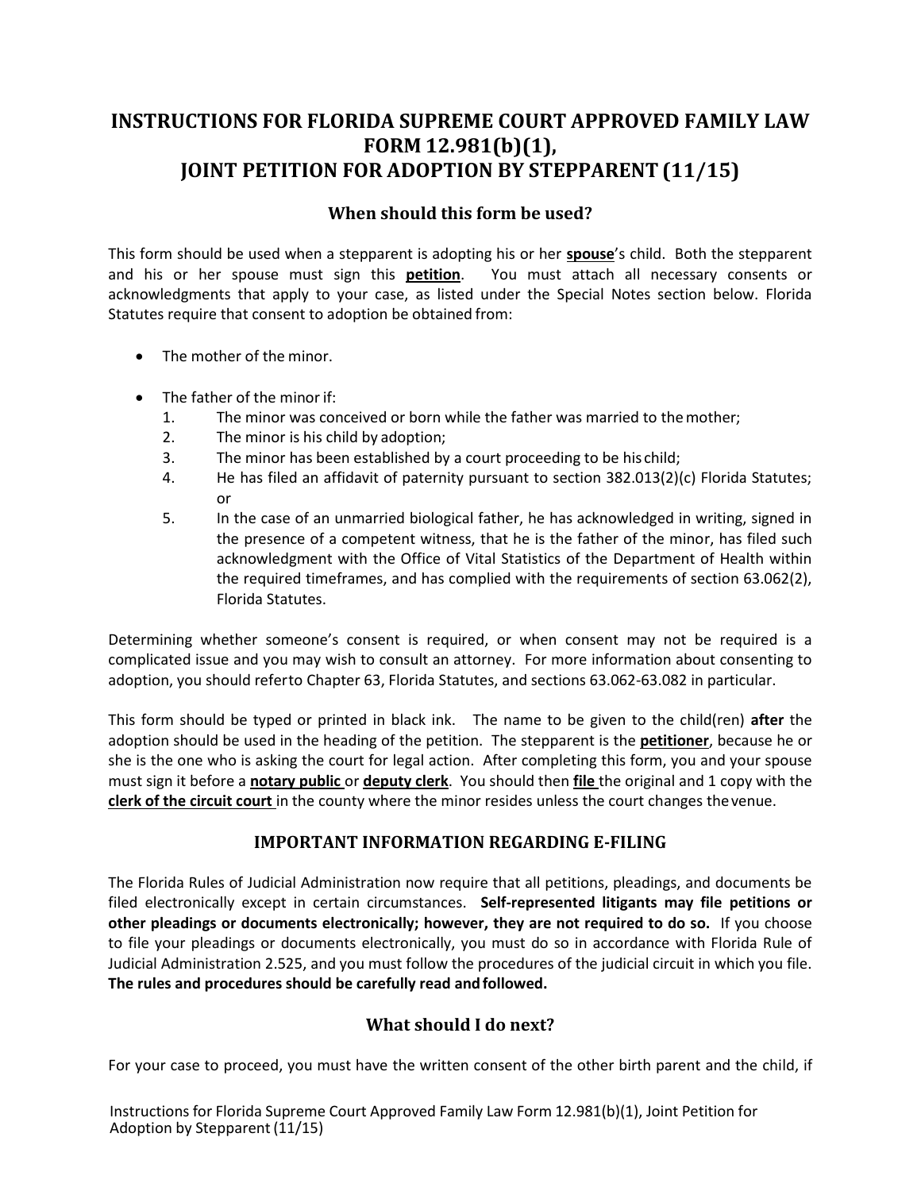# INSTRUCTIONS FOR FLORIDA SUPREME COURT APPROVED FAMILY LAW FORM 12.981(b)(1), JOINT PETITION FOR ADOPTION BY STEPPARENT (11/15)

## When should this form be used?

This form should be used when a stepparent is adopting his or her **spouse**'s child. Both the stepparent and his or her spouse must sign this **petition**. You must attach all necessary consents or acknowledgments that apply to your case, as listed under the Special Notes section below. Florida Statutes require that consent to adoption be obtained from:

- The mother of the minor.
- The father of the minor if:
  1. The minor was conceived or born while the father was married to the mother;
  2. The minor is his child by adoption;
  3. The minor has been established by a court proceeding to be his child;
  4. He has filed an affidavit of paternity pursuant to section 382.013(2)(c) Florida Statutes; or
  5. In the case of an unmarried biological father, he has acknowledged in writing, signed in the presence of a competent witness, that he is the father of the minor, has filed such acknowledgment with the Office of Vital Statistics of the Department of Health within the required timeframes, and has complied with the requirements of section 63.062(2), Florida Statutes.

Determining whether someone's consent is required, or when consent may not be required is a complicated issue and you may wish to consult an attorney. For more information about consenting to adoption, you should refer to Chapter 63, Florida Statutes, and sections 63.062-63.082 in particular.

This form should be typed or printed in black ink. The name to be given to the child(ren) **after** the adoption should be used in the heading of the petition. The stepparent is the **petitioner**, because he or she is the one who is asking the court for legal action. After completing this form, you and your spouse must sign it before a **notary public** or **deputy clerk**. You should then **file** the original and 1 copy with the **clerk of the circuit court** in the county where the minor resides unless the court changes the venue.

## IMPORTANT INFORMATION REGARDING E-FILING

The Florida Rules of Judicial Administration now require that all petitions, pleadings, and documents be filed electronically except in certain circumstances. **Self-represented litigants may file petitions or other pleadings or documents electronically; however, they are not required to do so.** If you choose to file your pleadings or documents electronically, you must do so in accordance with Florida Rule of Judicial Administration 2.525, and you must follow the procedures of the judicial circuit in which you file. **The rules and procedures should be carefully read and followed.**

## What should I do next?

For your case to proceed, you must have the written consent of the other birth parent and the child, if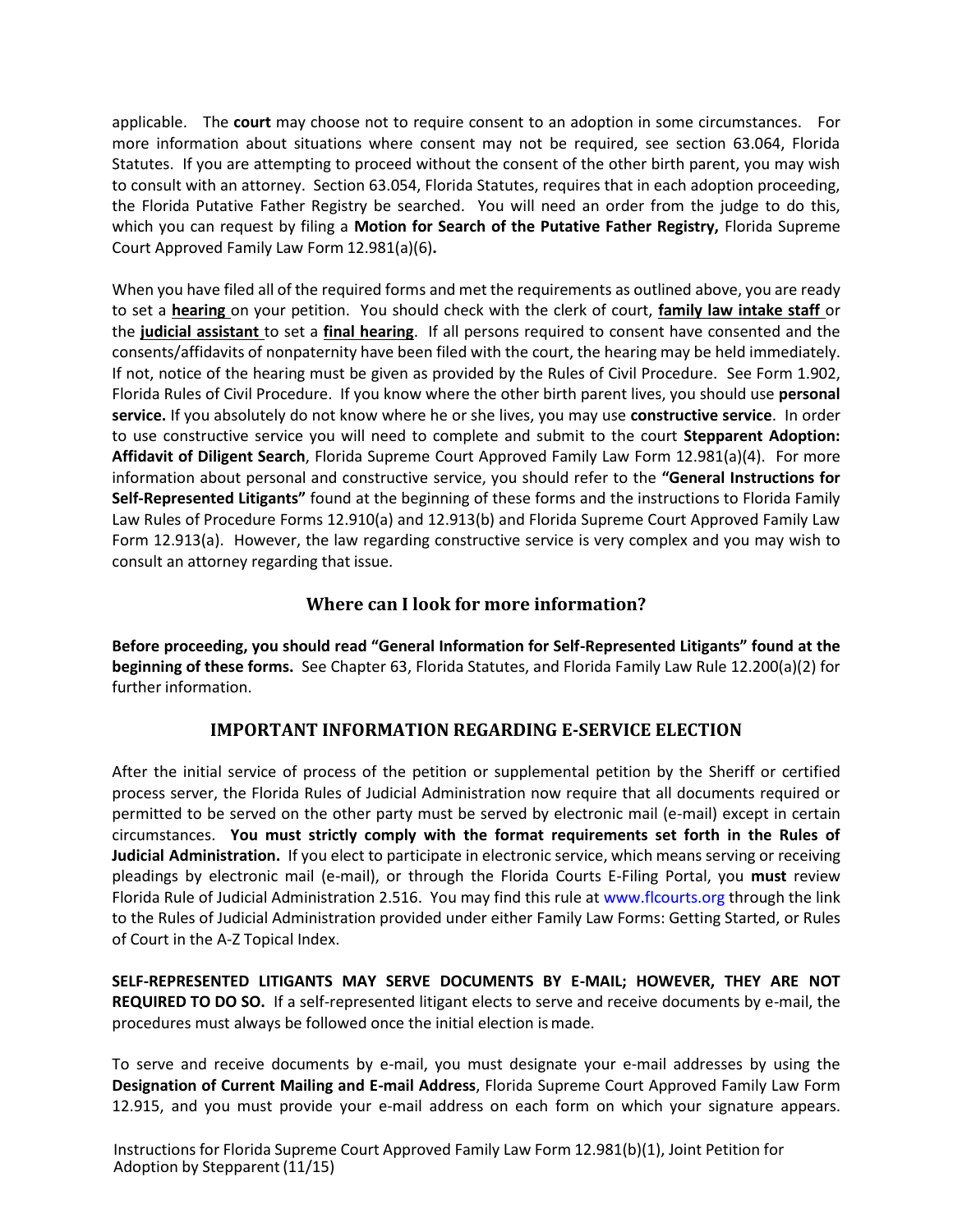applicable. The **court** may choose not to require consent to an adoption in some circumstances. For more information about situations where consent may not be required, see section 63.064, Florida Statutes. If you are attempting to proceed without the consent of the other birth parent, you may wish to consult with an attorney. Section 63.054, Florida Statutes, requires that in each adoption proceeding, the Florida Putative Father Registry be searched. You will need an order from the judge to do this, which you can request by filing a **Motion for Search of the Putative Father Registry,** Florida Supreme Court Approved Family Law Form 12.981(a)(6)**.**

When you have filed all of the required forms and met the requirements as outlined above, you are ready to set a **hearing** on your petition. You should check with the clerk of court, **family law intake staff** or the **judicial assistant** to set a **final hearing**. If all persons required to consent have consented and the consents/affidavits of nonpaternity have been filed with the court, the hearing may be held immediately. If not, notice of the hearing must be given as provided by the Rules of Civil Procedure. See Form 1.902, Florida Rules of Civil Procedure. If you know where the other birth parent lives, you should use **personal service.** If you absolutely do not know where he or she lives, you may use **constructive service**. In order to use constructive service you will need to complete and submit to the court **Stepparent Adoption: Affidavit of Diligent Search**, Florida Supreme Court Approved Family Law Form 12.981(a)(4). For more information about personal and constructive service, you should refer to the **"General Instructions for Self-Represented Litigants"** found at the beginning of these forms and the instructions to Florida Family Law Rules of Procedure Forms 12.910(a) and 12.913(b) and Florida Supreme Court Approved Family Law Form 12.913(a). However, the law regarding constructive service is very complex and you may wish to consult an attorney regarding that issue.

## Where can I look for more information?

**Before proceeding, you should read "General Information for Self-Represented Litigants" found at the beginning of these forms.** See Chapter 63, Florida Statutes, and Florida Family Law Rule 12.200(a)(2) for further information.

## IMPORTANT INFORMATION REGARDING E-SERVICE ELECTION

After the initial service of process of the petition or supplemental petition by the Sheriff or certified process server, the Florida Rules of Judicial Administration now require that all documents required or permitted to be served on the other party must be served by electronic mail (e-mail) except in certain circumstances. **You must strictly comply with the format requirements set forth in the Rules of Judicial Administration.** If you elect to participate in electronic service, which means serving or receiving pleadings by electronic mail (e-mail), or through the Florida Courts E-Filing Portal, you **must** review Florida Rule of Judicial Administration 2.516. You may find this rule at www.flcourts.org through the link to the Rules of Judicial Administration provided under either Family Law Forms: Getting Started, or Rules of Court in the A-Z Topical Index.

**SELF-REPRESENTED LITIGANTS MAY SERVE DOCUMENTS BY E-MAIL; HOWEVER, THEY ARE NOT REQUIRED TO DO SO.** If a self-represented litigant elects to serve and receive documents by e-mail, the procedures must always be followed once the initial election is made.

To serve and receive documents by e-mail, you must designate your e-mail addresses by using the **Designation of Current Mailing and E-mail Address**, Florida Supreme Court Approved Family Law Form 12.915, and you must provide your e-mail address on each form on which your signature appears.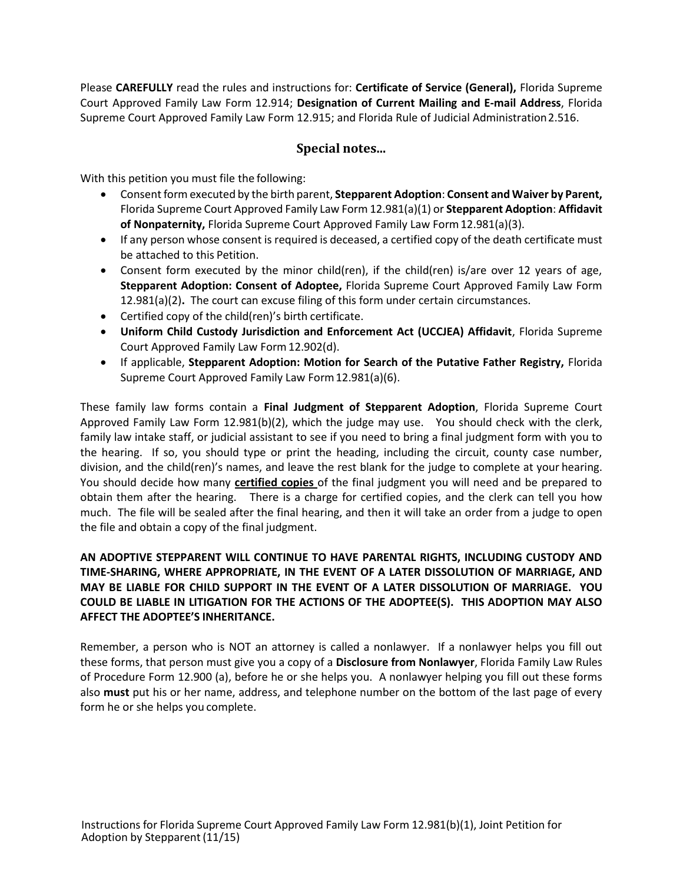Please **CAREFULLY** read the rules and instructions for: **Certificate of Service (General),** Florida Supreme Court Approved Family Law Form 12.914; **Designation of Current Mailing and E-mail Address**, Florida Supreme Court Approved Family Law Form 12.915; and Florida Rule of Judicial Administration 2.516.

## Special notes...

With this petition you must file the following:

- Consent form executed by the birth parent, **Stepparent Adoption**: **Consent and Waiver by Parent,** Florida Supreme Court Approved Family Law Form 12.981(a)(1) or **Stepparent Adoption**: **Affidavit of Nonpaternity,** Florida Supreme Court Approved Family Law Form 12.981(a)(3).
- If any person whose consent is required is deceased, a certified copy of the death certificate must be attached to this Petition.
- Consent form executed by the minor child(ren), if the child(ren) is/are over 12 years of age, **Stepparent Adoption: Consent of Adoptee,** Florida Supreme Court Approved Family Law Form 12.981(a)(2)**.** The court can excuse filing of this form under certain circumstances.
- Certified copy of the child(ren)'s birth certificate.
- **Uniform Child Custody Jurisdiction and Enforcement Act (UCCJEA) Affidavit**, Florida Supreme Court Approved Family Law Form 12.902(d).
- If applicable, **Stepparent Adoption: Motion for Search of the Putative Father Registry,** Florida Supreme Court Approved Family Law Form 12.981(a)(6).

These family law forms contain a **Final Judgment of Stepparent Adoption**, Florida Supreme Court Approved Family Law Form 12.981(b)(2), which the judge may use. You should check with the clerk, family law intake staff, or judicial assistant to see if you need to bring a final judgment form with you to the hearing. If so, you should type or print the heading, including the circuit, county case number, division, and the child(ren)'s names, and leave the rest blank for the judge to complete at your hearing. You should decide how many **certified copies** of the final judgment you will need and be prepared to obtain them after the hearing. There is a charge for certified copies, and the clerk can tell you how much. The file will be sealed after the final hearing, and then it will take an order from a judge to open the file and obtain a copy of the final judgment.

**AN ADOPTIVE STEPPARENT WILL CONTINUE TO HAVE PARENTAL RIGHTS, INCLUDING CUSTODY AND TIME-SHARING, WHERE APPROPRIATE, IN THE EVENT OF A LATER DISSOLUTION OF MARRIAGE, AND MAY BE LIABLE FOR CHILD SUPPORT IN THE EVENT OF A LATER DISSOLUTION OF MARRIAGE. YOU COULD BE LIABLE IN LITIGATION FOR THE ACTIONS OF THE ADOPTEE(S). THIS ADOPTION MAY ALSO AFFECT THE ADOPTEE'S INHERITANCE.**

Remember, a person who is NOT an attorney is called a nonlawyer. If a nonlawyer helps you fill out these forms, that person must give you a copy of a **Disclosure from Nonlawyer**, Florida Family Law Rules of Procedure Form 12.900 (a), before he or she helps you. A nonlawyer helping you fill out these forms also **must** put his or her name, address, and telephone number on the bottom of the last page of every form he or she helps you complete.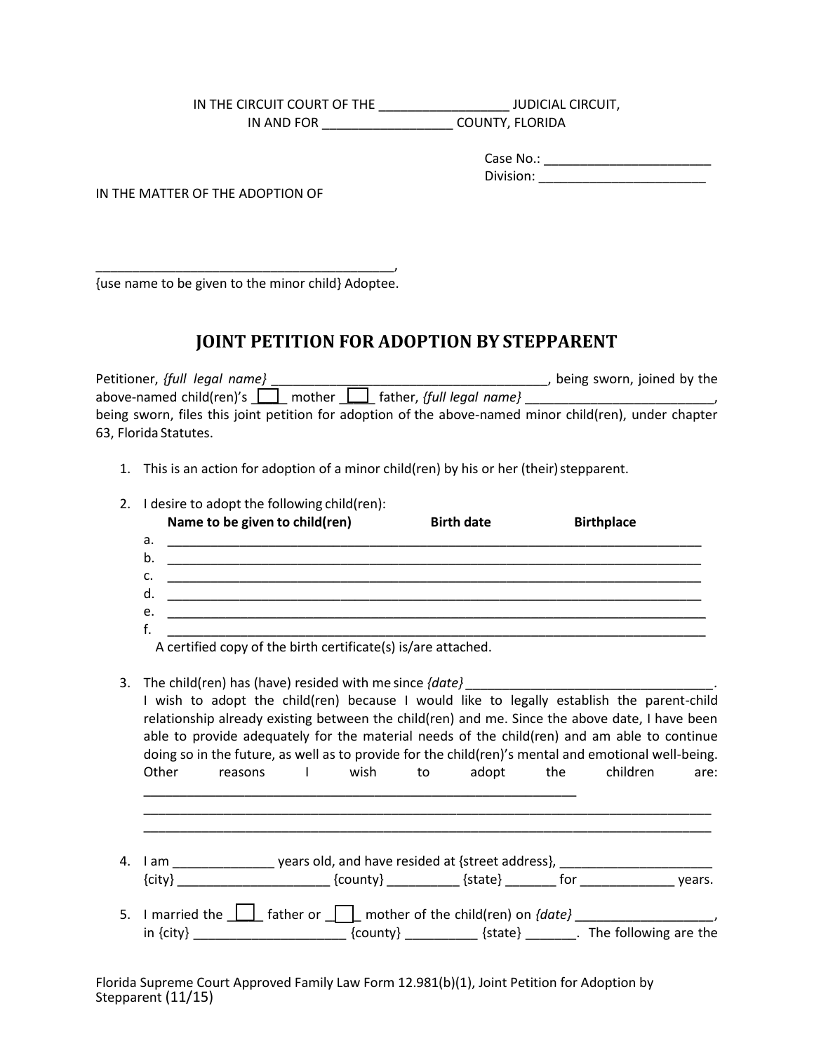IN THE CIRCUIT COURT OF THE __________________ JUDICIAL CIRCUIT,
IN AND FOR __________________ COUNTY, FLORIDA

Case No.: _______________________
Division: _______________________

IN THE MATTER OF THE ADOPTION OF

_________________________________________,
{use name to be given to the minor child} Adoptee.

# JOINT PETITION FOR ADOPTION BY STEPPARENT

Petitioner, *{full legal name}* ______________________________________, being sworn, joined by the above-named child(ren)'s [ ] mother [ ] father, *{full legal name}* __________________________, being sworn, files this joint petition for adoption of the above-named minor child(ren), under chapter 63, Florida Statutes.

1. This is an action for adoption of a minor child(ren) by his or her (their) stepparent.

2. I desire to adopt the following child(ren):

   **Name to be given to child(ren)** | **Birth date** | **Birthplace**

   a. ___________________________________________________________________________
   b. ___________________________________________________________________________
   c. ___________________________________________________________________________
   d. ___________________________________________________________________________
   e. ___________________________________________________________________________
   f. ___________________________________________________________________________

   A certified copy of the birth certificate(s) is/are attached.

3. The child(ren) has (have) resided with me since *{date}* __________________________________. I wish to adopt the child(ren) because I would like to legally establish the parent-child relationship already existing between the child(ren) and me. Since the above date, I have been able to provide adequately for the material needs of the child(ren) and am able to continue doing so in the future, as well as to provide for the child(ren)'s mental and emotional well-being. Other reasons I wish to adopt the children are: ____________________________________________________________
   ___________________________________________________________________________
   ___________________________________________________________________________

4. I am ______________ years old, and have resided at {street address}, ______________________ {city} ______________________ {county} __________ {state} _______ for _____________ years.

5. I married the [ ] father or [ ] mother of the child(ren) on *{date}* ___________________, in {city} _____________________ {county} __________ {state} _______. The following are the

Florida Supreme Court Approved Family Law Form 12.981(b)(1), Joint Petition for Adoption by Stepparent (11/15)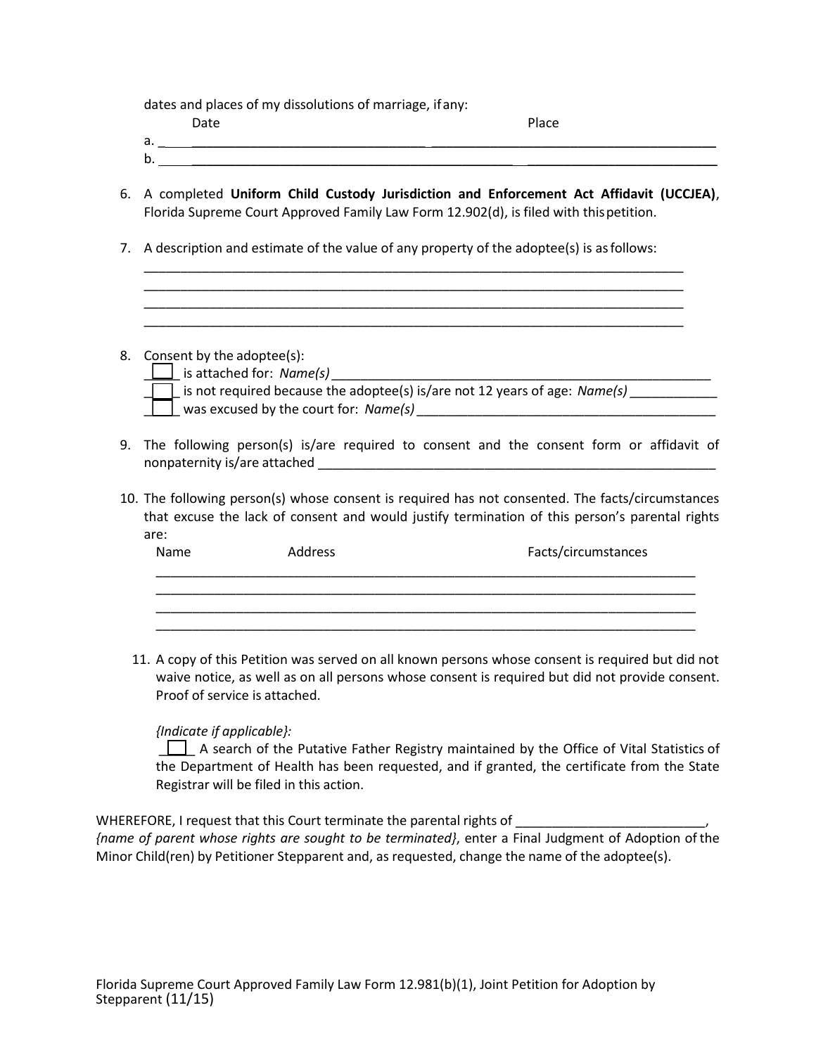dates and places of my dissolutions of marriage, if any:

| | Date | Place |
|---|---|---|
| a. | ________________________________ | ________________________________ |
| b. | ________________________________ | ________________________________ |

6. A completed **Uniform Child Custody Jurisdiction and Enforcement Act Affidavit (UCCJEA)**, Florida Supreme Court Approved Family Law Form 12.902(d), is filed with this petition.

7. A description and estimate of the value of any property of the adoptee(s) is as follows:
   ______________________________________________________________________________
   ______________________________________________________________________________
   ______________________________________________________________________________
   ______________________________________________________________________________

8. Consent by the adoptee(s):
   ___ is attached for: *Name(s)* ______________________________________________
   ___ is not required because the adoptee(s) is/are not 12 years of age: *Name(s)* ____________
   ___ was excused by the court for: *Name(s)* _________________________________________

9. The following person(s) is/are required to consent and the consent form or affidavit of nonpaternity is/are attached _________________________________________________________

10. The following person(s) whose consent is required has not consented. The facts/circumstances that excuse the lack of consent and would justify termination of this person's parental rights are:

    | Name | Address | Facts/circumstances |
    |---|---|---|
    | | | |
    | | | |
    | | | |
    | | | |

11. A copy of this Petition was served on all known persons whose consent is required but did not waive notice, as well as on all persons whose consent is required but did not provide consent. Proof of service is attached.

    *{Indicate if applicable}:*
    ___ A search of the Putative Father Registry maintained by the Office of Vital Statistics of the Department of Health has been requested, and if granted, the certificate from the State Registrar will be filed in this action.

WHEREFORE, I request that this Court terminate the parental rights of __________________________, *{name of parent whose rights are sought to be terminated}*, enter a Final Judgment of Adoption of the Minor Child(ren) by Petitioner Stepparent and, as requested, change the name of the adoptee(s).

Florida Supreme Court Approved Family Law Form 12.981(b)(1), Joint Petition for Adoption by Stepparent (11/15)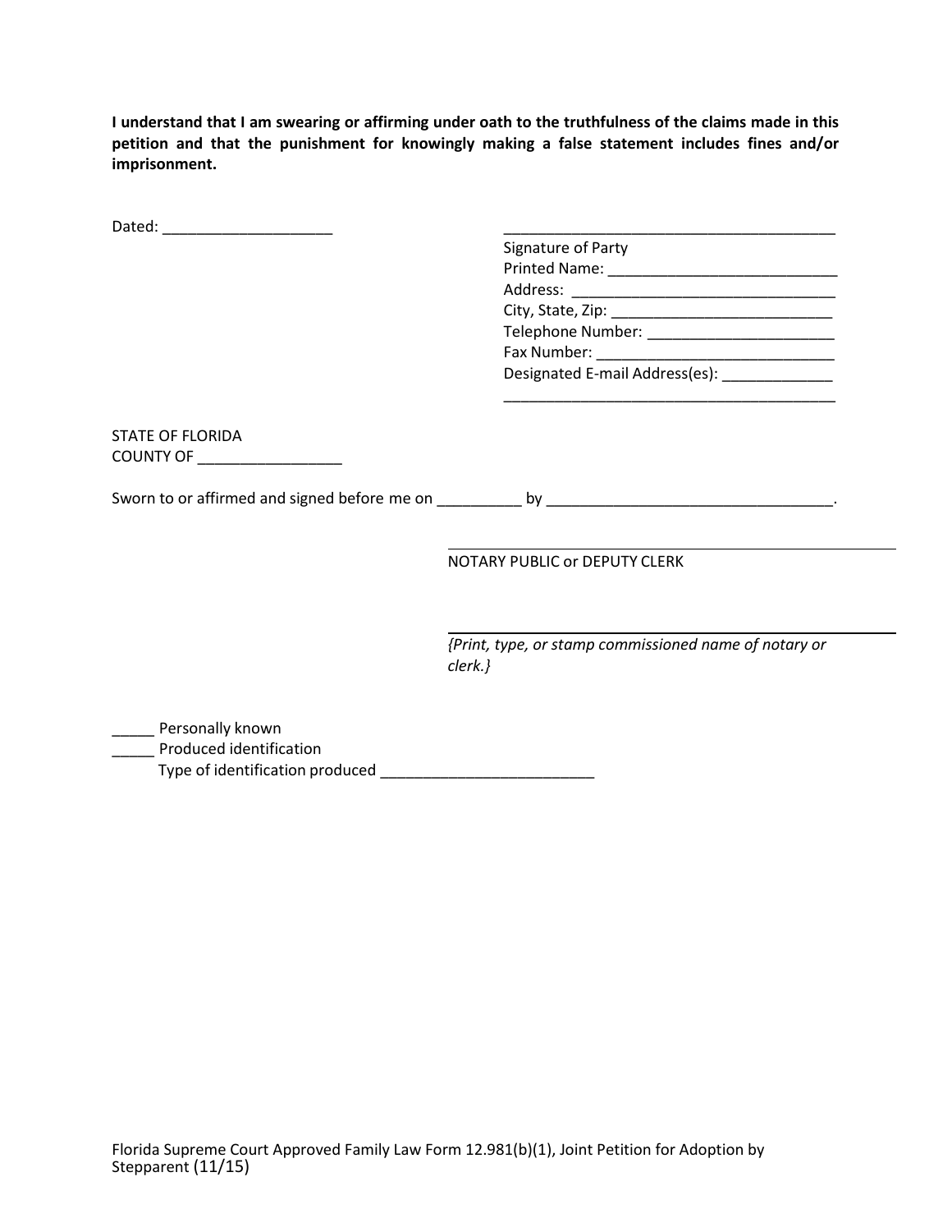**I understand that I am swearing or affirming under oath to the truthfulness of the claims made in this petition and that the punishment for knowingly making a false statement includes fines and/or imprisonment.**

Dated: ____________________

________________________________________
Signature of Party
Printed Name: ___________________________
Address: _______________________________
City, State, Zip: __________________________
Telephone Number: ______________________
Fax Number: ____________________________
Designated E-mail Address(es): _____________
________________________________________

STATE OF FLORIDA
COUNTY OF _________________

Sworn to or affirmed and signed before me on __________ by _________________________________.

________________________________________
NOTARY PUBLIC or DEPUTY CLERK

________________________________________
*{Print, type, or stamp commissioned name of notary or clerk.}*

_____ Personally known
_____ Produced identification
Type of identification produced _________________________

Florida Supreme Court Approved Family Law Form 12.981(b)(1), Joint Petition for Adoption by Stepparent (11/15)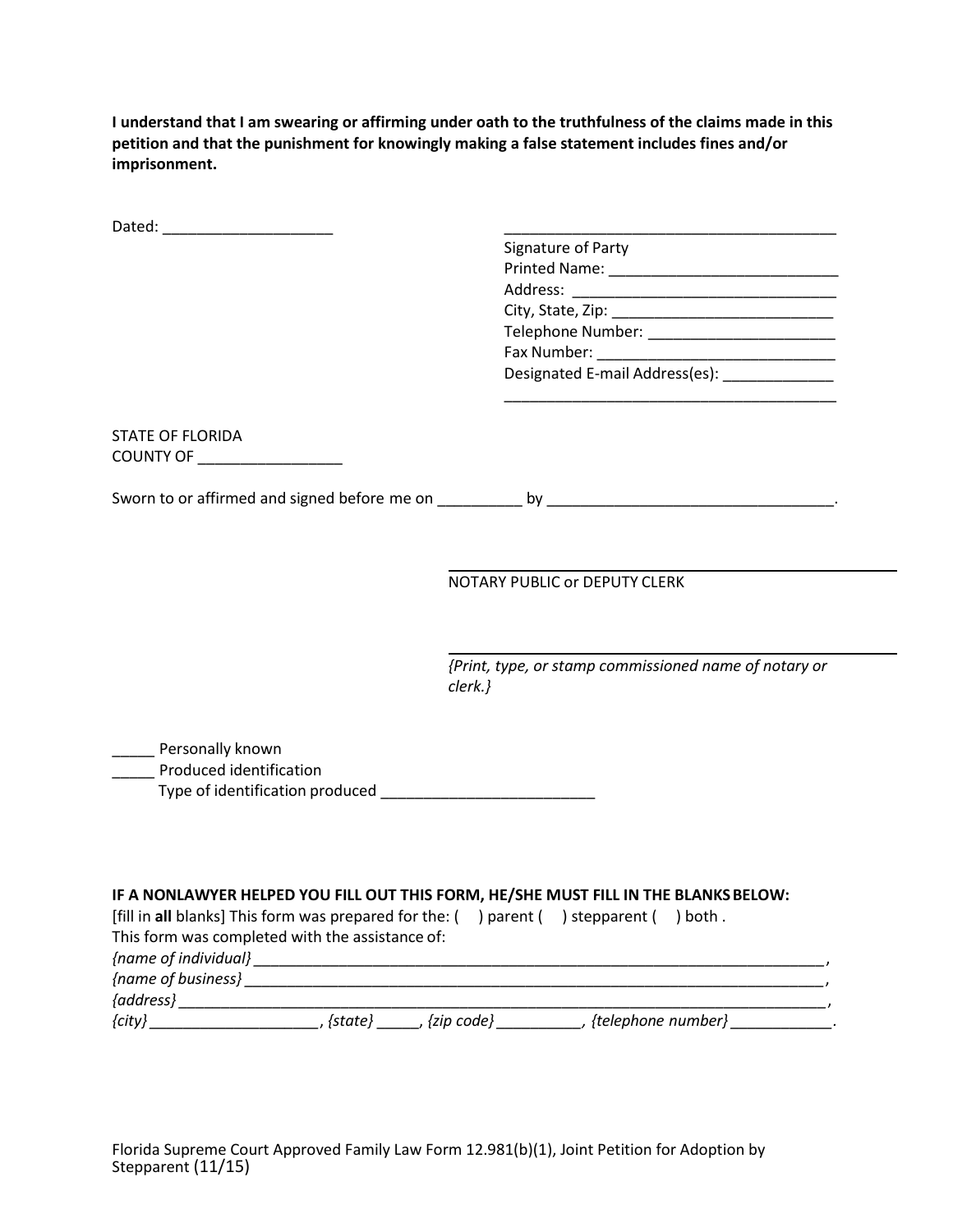**I understand that I am swearing or affirming under oath to the truthfulness of the claims made in this petition and that the punishment for knowingly making a false statement includes fines and/or imprisonment.**

Dated: ____________________

________________________________________
Signature of Party
Printed Name: ___________________________
Address: _______________________________
City, State, Zip: __________________________
Telephone Number: ______________________
Fax Number: ____________________________
Designated E-mail Address(es): _____________
________________________________________

STATE OF FLORIDA
COUNTY OF _________________

Sworn to or affirmed and signed before me on __________ by _________________________________.

________________________________________
NOTARY PUBLIC or DEPUTY CLERK

________________________________________
*{Print, type, or stamp commissioned name of notary or clerk.}*

_____ Personally known
_____ Produced identification
Type of identification produced _________________________

**IF A NONLAWYER HELPED YOU FILL OUT THIS FORM, HE/SHE MUST FILL IN THE BLANKS BELOW:**
[fill in **all** blanks] This form was prepared for the: ( ) parent ( ) stepparent ( ) both .
This form was completed with the assistance of:
*{name of individual}* ______________________________________________________________________,
*{name of business}* ______________________________________________________________________,
*{address}* ______________________________________________________________________________,
*{city}* ____________________, *{state}* _____, *{zip code}* __________, *{telephone number}* ____________.

Florida Supreme Court Approved Family Law Form 12.981(b)(1), Joint Petition for Adoption by Stepparent (11/15)